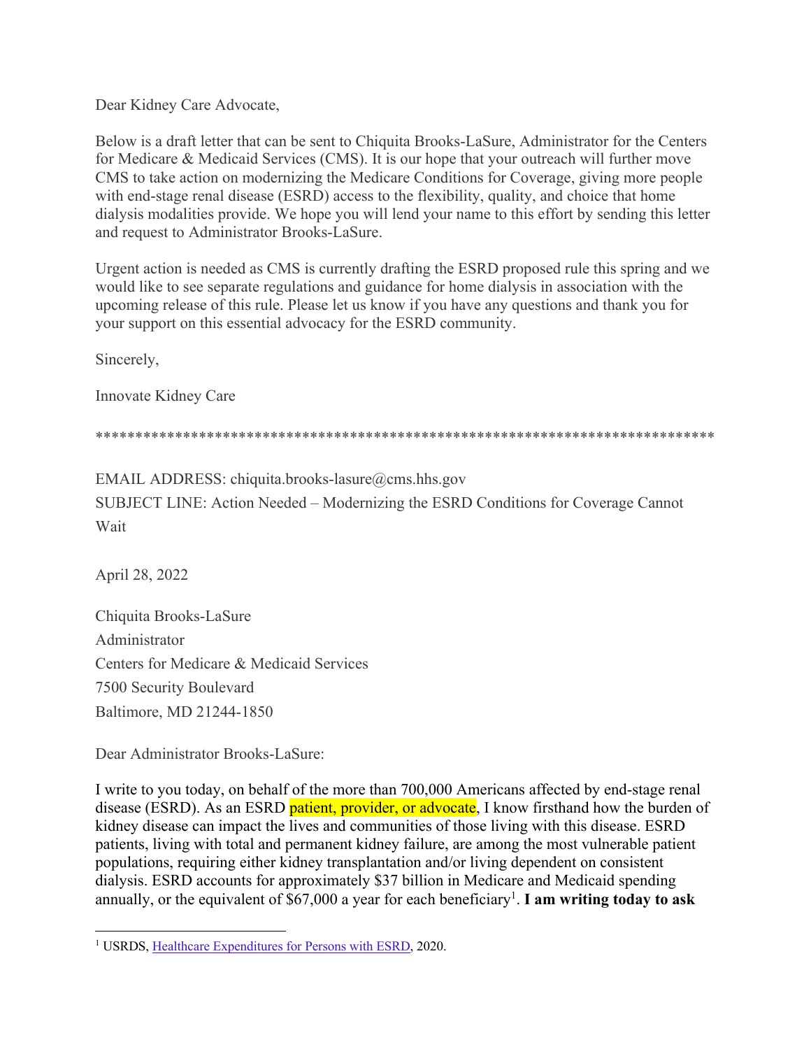Dear Kidney Care Advocate,

Below is a draft letter that can be sent to Chiquita Brooks-LaSure, Administrator for the Centers for Medicare & Medicaid Services (CMS). It is our hope that your outreach will further move CMS to take action on modernizing the Medicare Conditions for Coverage, giving more people with end-stage renal disease (ESRD) access to the flexibility, quality, and choice that home dialysis modalities provide. We hope you will lend your name to this effort by sending this letter and request to Administrator Brooks-LaSure.

Urgent action is needed as CMS is currently drafting the ESRD proposed rule this spring and we would like to see separate regulations and guidance for home dialysis in association with the upcoming release of this rule. Please let us know if you have any questions and thank you for your support on this essential advocacy for the ESRD community.

Sincerely,

Innovate Kidney Care

******************************************************************************

EMAIL ADDRESS: chiquita.brooks-lasure@cms.hhs.gov

SUBJECT LINE: Action Needed – Modernizing the ESRD Conditions for Coverage Cannot Wait

April 28, 2022

Chiquita Brooks-LaSure
Administrator
Centers for Medicare & Medicaid Services
7500 Security Boulevard
Baltimore, MD 21244-1850

Dear Administrator Brooks-LaSure:

I write to you today, on behalf of the more than 700,000 Americans affected by end-stage renal disease (ESRD). As an ESRD patient, provider, or advocate, I know firsthand how the burden of kidney disease can impact the lives and communities of those living with this disease. ESRD patients, living with total and permanent kidney failure, are among the most vulnerable patient populations, requiring either kidney transplantation and/or living dependent on consistent dialysis. ESRD accounts for approximately $37 billion in Medicare and Medicaid spending annually, or the equivalent of $67,000 a year for each beneficiary[1]. **I am writing today to ask**

[1] USRDS, Healthcare Expenditures for Persons with ESRD, 2020.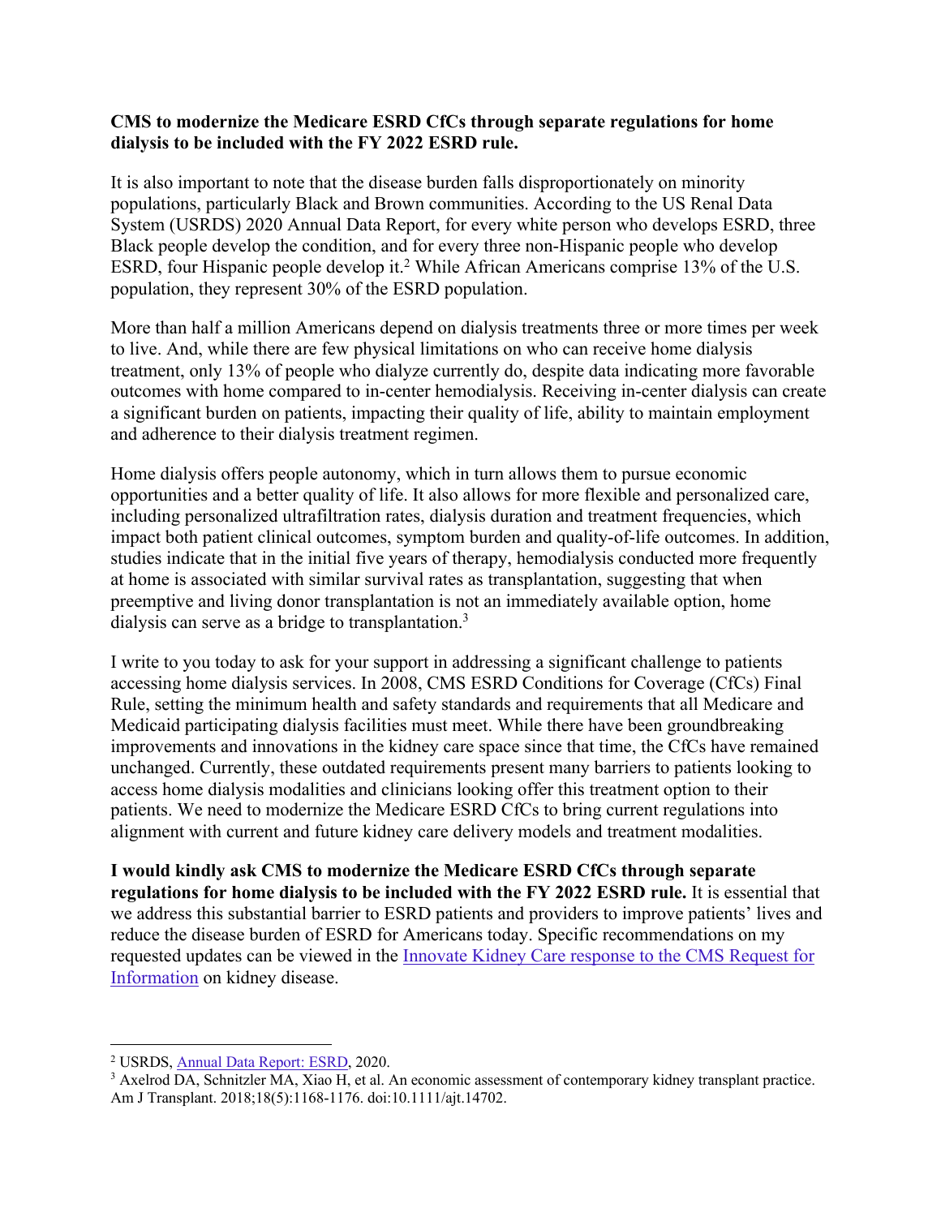**CMS to modernize the Medicare ESRD CfCs through separate regulations for home dialysis to be included with the FY 2022 ESRD rule.**

It is also important to note that the disease burden falls disproportionately on minority populations, particularly Black and Brown communities. According to the US Renal Data System (USRDS) 2020 Annual Data Report, for every white person who develops ESRD, three Black people develop the condition, and for every three non-Hispanic people who develop ESRD, four Hispanic people develop it.[2] While African Americans comprise 13% of the U.S. population, they represent 30% of the ESRD population.

More than half a million Americans depend on dialysis treatments three or more times per week to live. And, while there are few physical limitations on who can receive home dialysis treatment, only 13% of people who dialyze currently do, despite data indicating more favorable outcomes with home compared to in-center hemodialysis. Receiving in-center dialysis can create a significant burden on patients, impacting their quality of life, ability to maintain employment and adherence to their dialysis treatment regimen.

Home dialysis offers people autonomy, which in turn allows them to pursue economic opportunities and a better quality of life. It also allows for more flexible and personalized care, including personalized ultrafiltration rates, dialysis duration and treatment frequencies, which impact both patient clinical outcomes, symptom burden and quality-of-life outcomes. In addition, studies indicate that in the initial five years of therapy, hemodialysis conducted more frequently at home is associated with similar survival rates as transplantation, suggesting that when preemptive and living donor transplantation is not an immediately available option, home dialysis can serve as a bridge to transplantation.[3]

I write to you today to ask for your support in addressing a significant challenge to patients accessing home dialysis services. In 2008, CMS ESRD Conditions for Coverage (CfCs) Final Rule, setting the minimum health and safety standards and requirements that all Medicare and Medicaid participating dialysis facilities must meet. While there have been groundbreaking improvements and innovations in the kidney care space since that time, the CfCs have remained unchanged. Currently, these outdated requirements present many barriers to patients looking to access home dialysis modalities and clinicians looking offer this treatment option to their patients. We need to modernize the Medicare ESRD CfCs to bring current regulations into alignment with current and future kidney care delivery models and treatment modalities.

**I would kindly ask CMS to modernize the Medicare ESRD CfCs through separate regulations for home dialysis to be included with the FY 2022 ESRD rule.** It is essential that we address this substantial barrier to ESRD patients and providers to improve patients' lives and reduce the disease burden of ESRD for Americans today. Specific recommendations on my requested updates can be viewed in the Innovate Kidney Care response to the CMS Request for Information on kidney disease.

---

[2] USRDS, Annual Data Report: ESRD, 2020.

[3] Axelrod DA, Schnitzler MA, Xiao H, et al. An economic assessment of contemporary kidney transplant practice. Am J Transplant. 2018;18(5):1168-1176. doi:10.1111/ajt.14702.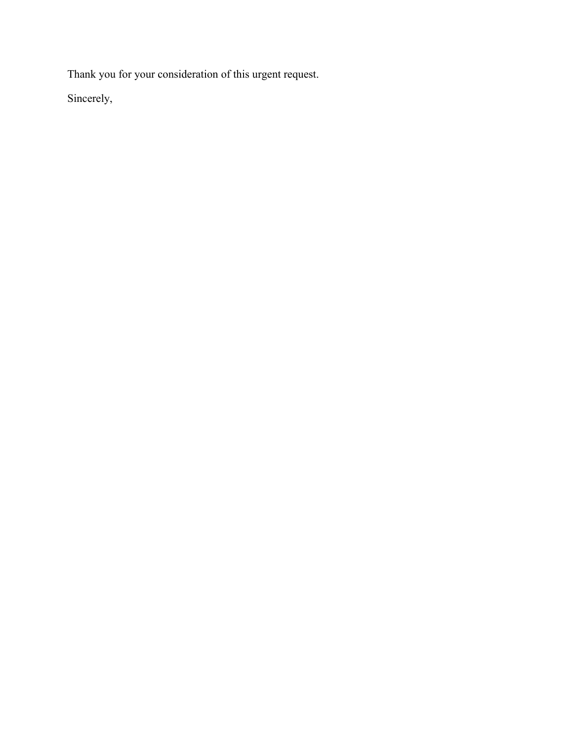Thank you for your consideration of this urgent request.

Sincerely,